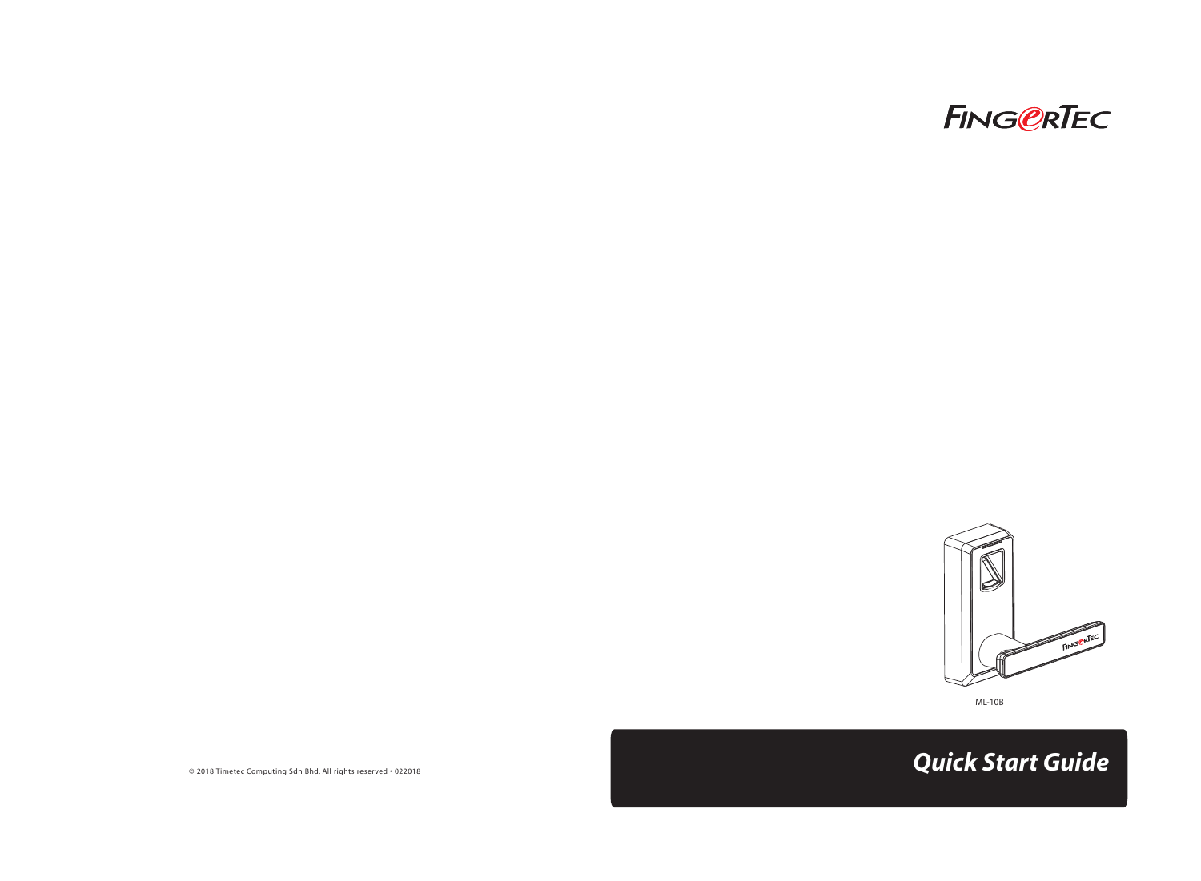FINGERTEC

ML-10B

# *Quick Start Guide*

© 2018 Timetec Computing Sdn Bhd. All rights reserved • 022018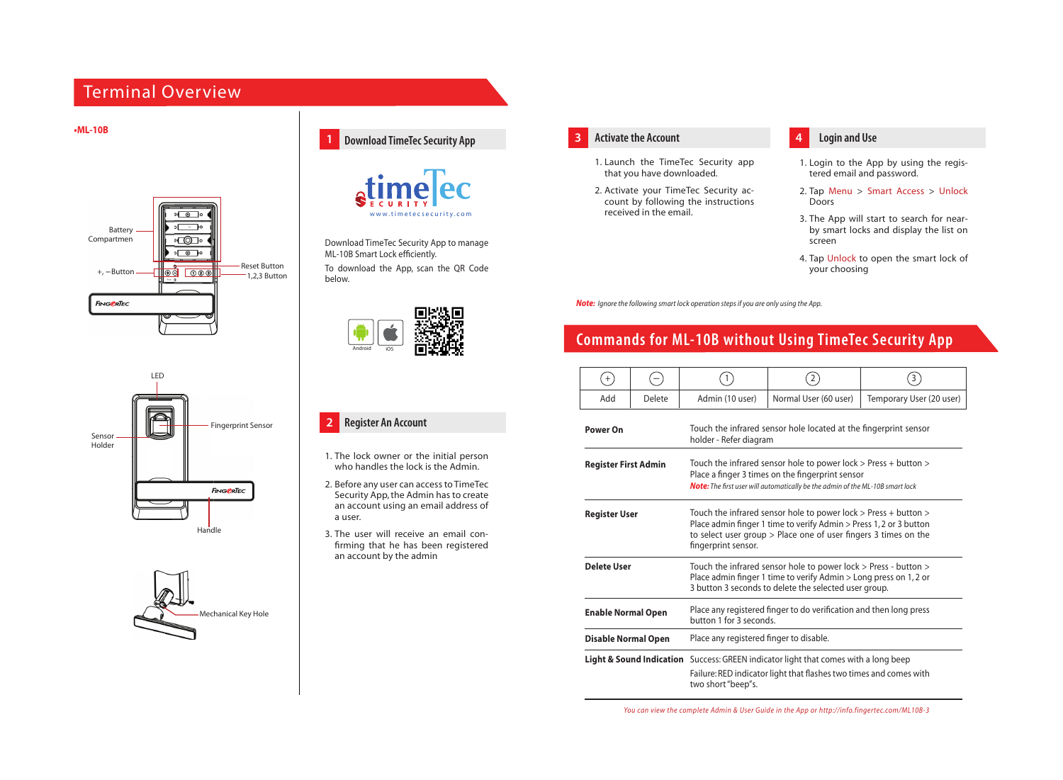# Terminal Overview

•ML-10B

Battery Compartmen

+, – Button

Reset Button

1,2,3 Button

LED

Sensor Holder

Fingerprint Sensor

Handle

Mechanical Key Hole

## 1 Download TimeTec Security App

Download TimeTec Security App to manage ML-10B Smart Lock efficiently.

To download the App, scan the QR Code below.

Android iOS

## 2 Register An Account

1. The lock owner or the initial person who handles the lock is the Admin.
2. Before any user can access to TimeTec Security App, the Admin has to create an account using an email address of a user.
3. The user will receive an email confirming that he has been registered an account by the admin

## 3 Activate the Account

1. Launch the TimeTec Security app that you have downloaded.
2. Activate your TimeTec Security account by following the instructions received in the email.

## 4 Login and Use

1. Login to the App by using the registered email and password.
2. Tap Menu > Smart Access > Unlock Doors
3. The App will start to search for nearby smart locks and display the list on screen
4. Tap Unlock to open the smart lock of your choosing

***Note:*** *Ignore the following smart lock operation steps if you are only using the App.*

# Commands for ML-10B without Using TimeTec Security App

| + | – | 1 | 2 | 3 |
|---|---|---|---|---|
| Add | Delete | Admin (10 user) | Normal User (60 user) | Temporary User (20 user) |

| | |
|---|---|
| **Power On** | Touch the infrared sensor hole located at the fingerprint sensor holder - Refer diagram |
| **Register First Admin** | Touch the infrared sensor hole to power lock > Press + button > Place a finger 3 times on the fingerprint sensor<br>***Note:*** *The first user will automatically be the admin of the ML-10B smart lock* |
| **Register User** | Touch the infrared sensor hole to power lock > Press + button > Place admin finger 1 time to verify Admin > Press 1,2 or 3 button to select user group > Place one of user fingers 3 times on the fingerprint sensor. |
| **Delete User** | Touch the infrared sensor hole to power lock > Press - button > Place admin finger 1 time to verify Admin > Long press on 1, 2 or 3 button 3 seconds to delete the selected user group. |
| **Enable Normal Open** | Place any registered finger to do verification and then long press button 1 for 3 seconds. |
| **Disable Normal Open** | Place any registered finger to disable. |
| **Light & Sound Indication** | Success: GREEN indicator light that comes with a long beep<br>Failure: RED indicator light that flashes two times and comes with two short "beep"s. |

*You can view the complete Admin & User Guide in the App or http://info.fingertec.com/ML10B-3*